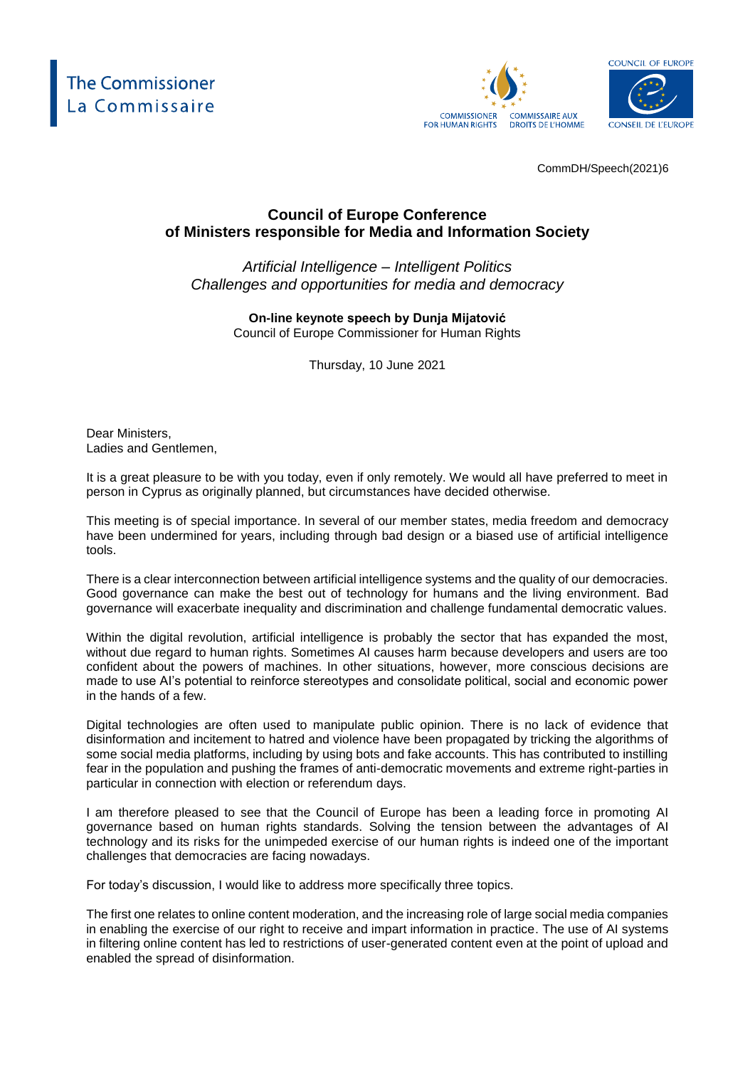The Commissioner
La Commissaire

CommDH/Speech(2021)6

# Council of Europe Conference of Ministers responsible for Media and Information Society

*Artificial Intelligence – Intelligent Politics*
*Challenges and opportunities for media and democracy*

**On-line keynote speech by Dunja Mijatović**
Council of Europe Commissioner for Human Rights

Thursday, 10 June 2021

Dear Ministers,
Ladies and Gentlemen,

It is a great pleasure to be with you today, even if only remotely. We would all have preferred to meet in person in Cyprus as originally planned, but circumstances have decided otherwise.

This meeting is of special importance. In several of our member states, media freedom and democracy have been undermined for years, including through bad design or a biased use of artificial intelligence tools.

There is a clear interconnection between artificial intelligence systems and the quality of our democracies. Good governance can make the best out of technology for humans and the living environment. Bad governance will exacerbate inequality and discrimination and challenge fundamental democratic values.

Within the digital revolution, artificial intelligence is probably the sector that has expanded the most, without due regard to human rights. Sometimes AI causes harm because developers and users are too confident about the powers of machines. In other situations, however, more conscious decisions are made to use AI's potential to reinforce stereotypes and consolidate political, social and economic power in the hands of a few.

Digital technologies are often used to manipulate public opinion. There is no lack of evidence that disinformation and incitement to hatred and violence have been propagated by tricking the algorithms of some social media platforms, including by using bots and fake accounts. This has contributed to instilling fear in the population and pushing the frames of anti-democratic movements and extreme right-parties in particular in connection with election or referendum days.

I am therefore pleased to see that the Council of Europe has been a leading force in promoting AI governance based on human rights standards. Solving the tension between the advantages of AI technology and its risks for the unimpeded exercise of our human rights is indeed one of the important challenges that democracies are facing nowadays.

For today's discussion, I would like to address more specifically three topics.

The first one relates to online content moderation, and the increasing role of large social media companies in enabling the exercise of our right to receive and impart information in practice. The use of AI systems in filtering online content has led to restrictions of user-generated content even at the point of upload and enabled the spread of disinformation.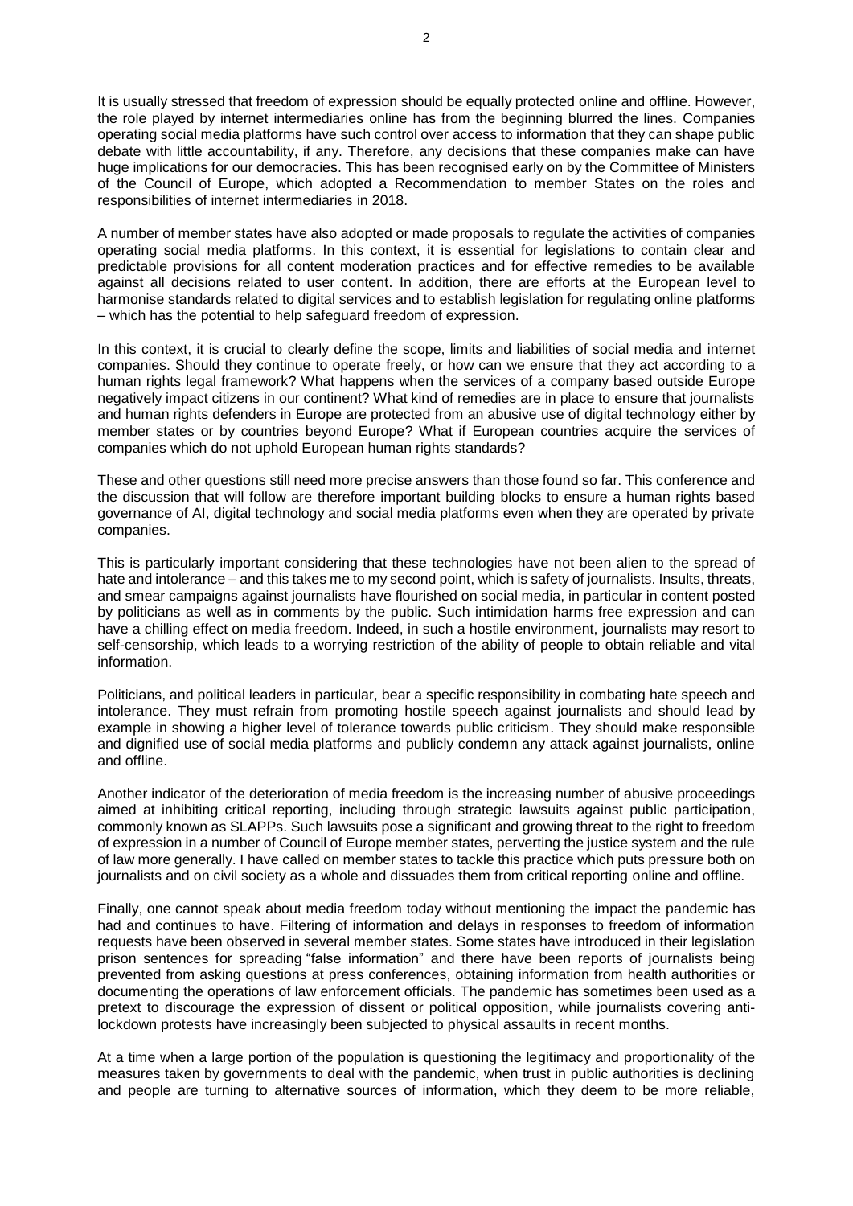It is usually stressed that freedom of expression should be equally protected online and offline. However, the role played by internet intermediaries online has from the beginning blurred the lines. Companies operating social media platforms have such control over access to information that they can shape public debate with little accountability, if any. Therefore, any decisions that these companies make can have huge implications for our democracies. This has been recognised early on by the Committee of Ministers of the Council of Europe, which adopted a Recommendation to member States on the roles and responsibilities of internet intermediaries in 2018.

A number of member states have also adopted or made proposals to regulate the activities of companies operating social media platforms. In this context, it is essential for legislations to contain clear and predictable provisions for all content moderation practices and for effective remedies to be available against all decisions related to user content. In addition, there are efforts at the European level to harmonise standards related to digital services and to establish legislation for regulating online platforms – which has the potential to help safeguard freedom of expression.

In this context, it is crucial to clearly define the scope, limits and liabilities of social media and internet companies. Should they continue to operate freely, or how can we ensure that they act according to a human rights legal framework? What happens when the services of a company based outside Europe negatively impact citizens in our continent? What kind of remedies are in place to ensure that journalists and human rights defenders in Europe are protected from an abusive use of digital technology either by member states or by countries beyond Europe? What if European countries acquire the services of companies which do not uphold European human rights standards?

These and other questions still need more precise answers than those found so far. This conference and the discussion that will follow are therefore important building blocks to ensure a human rights based governance of AI, digital technology and social media platforms even when they are operated by private companies.

This is particularly important considering that these technologies have not been alien to the spread of hate and intolerance – and this takes me to my second point, which is safety of journalists. Insults, threats, and smear campaigns against journalists have flourished on social media, in particular in content posted by politicians as well as in comments by the public. Such intimidation harms free expression and can have a chilling effect on media freedom. Indeed, in such a hostile environment, journalists may resort to self-censorship, which leads to a worrying restriction of the ability of people to obtain reliable and vital information.

Politicians, and political leaders in particular, bear a specific responsibility in combating hate speech and intolerance. They must refrain from promoting hostile speech against journalists and should lead by example in showing a higher level of tolerance towards public criticism. They should make responsible and dignified use of social media platforms and publicly condemn any attack against journalists, online and offline.

Another indicator of the deterioration of media freedom is the increasing number of abusive proceedings aimed at inhibiting critical reporting, including through strategic lawsuits against public participation, commonly known as SLAPPs. Such lawsuits pose a significant and growing threat to the right to freedom of expression in a number of Council of Europe member states, perverting the justice system and the rule of law more generally. I have called on member states to tackle this practice which puts pressure both on journalists and on civil society as a whole and dissuades them from critical reporting online and offline.

Finally, one cannot speak about media freedom today without mentioning the impact the pandemic has had and continues to have. Filtering of information and delays in responses to freedom of information requests have been observed in several member states. Some states have introduced in their legislation prison sentences for spreading "false information" and there have been reports of journalists being prevented from asking questions at press conferences, obtaining information from health authorities or documenting the operations of law enforcement officials. The pandemic has sometimes been used as a pretext to discourage the expression of dissent or political opposition, while journalists covering anti-lockdown protests have increasingly been subjected to physical assaults in recent months.

At a time when a large portion of the population is questioning the legitimacy and proportionality of the measures taken by governments to deal with the pandemic, when trust in public authorities is declining and people are turning to alternative sources of information, which they deem to be more reliable,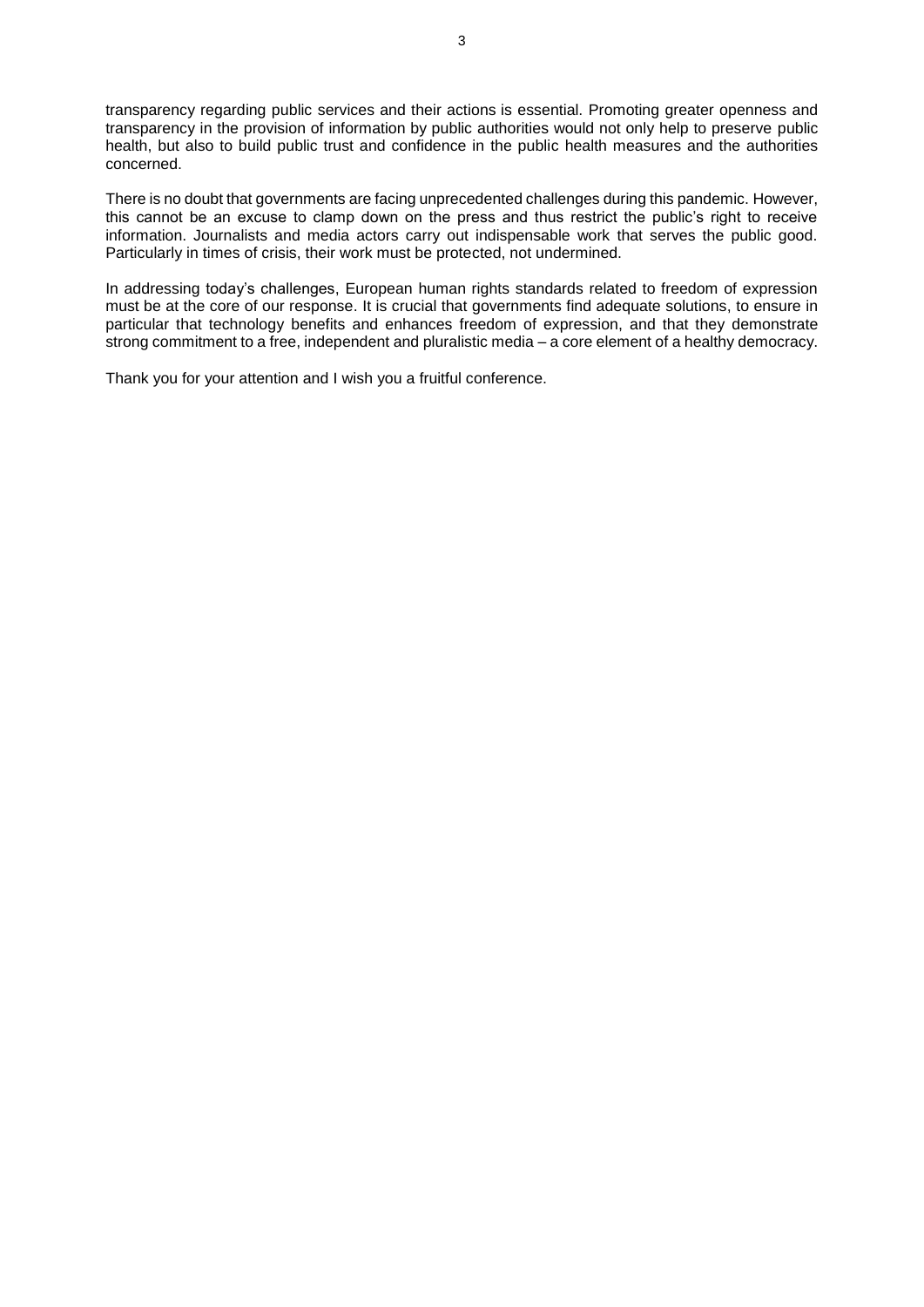transparency regarding public services and their actions is essential. Promoting greater openness and transparency in the provision of information by public authorities would not only help to preserve public health, but also to build public trust and confidence in the public health measures and the authorities concerned.

There is no doubt that governments are facing unprecedented challenges during this pandemic. However, this cannot be an excuse to clamp down on the press and thus restrict the public's right to receive information. Journalists and media actors carry out indispensable work that serves the public good. Particularly in times of crisis, their work must be protected, not undermined.

In addressing today's challenges, European human rights standards related to freedom of expression must be at the core of our response. It is crucial that governments find adequate solutions, to ensure in particular that technology benefits and enhances freedom of expression, and that they demonstrate strong commitment to a free, independent and pluralistic media – a core element of a healthy democracy.

Thank you for your attention and I wish you a fruitful conference.